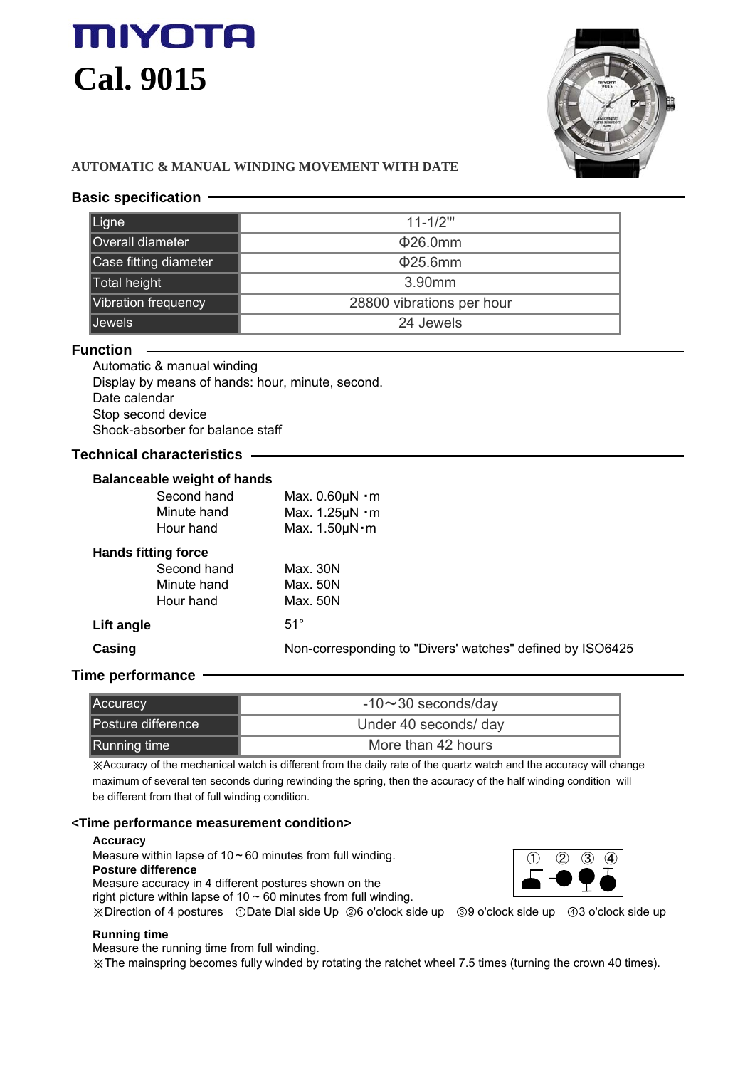# MIYOTA

# Cal. 9015

AUTOMATIC & MANUAL WINDING MOVEMENT WITH DATE

## Basic specification

| | |
|---|---|
| Ligne | 11-1/2''' |
| Overall diameter | Φ26.0mm |
| Case fitting diameter | Φ25.6mm |
| Total height | 3.90mm |
| Vibration frequency | 28800 vibrations per hour |
| Jewels | 24 Jewels |

## Function

Automatic & manual winding
Display by means of hands: hour, minute, second.
Date calendar
Stop second device
Shock-absorber for balance staff

## Technical characteristics

**Balanceable weight of hands**

| | |
|---|---|
| Second hand | Max. 0.60μN・m |
| Minute hand | Max. 1.25μN・m |
| Hour hand | Max. 1.50μN・m |

**Hands fitting force**

| | |
|---|---|
| Second hand | Max. 30N |
| Minute hand | Max. 50N |
| Hour hand | Max. 50N |

**Lift angle** 51°

**Casing** Non-corresponding to "Divers' watches" defined by ISO6425

## Time performance

| | |
|---|---|
| Accuracy | -10～30 seconds/day |
| Posture difference | Under 40 seconds/ day |
| Running time | More than 42 hours |

※Accuracy of the mechanical watch is different from the daily rate of the quartz watch and the accuracy will change maximum of several ten seconds during rewinding the spring, then the accuracy of the half winding condition will be different from that of full winding condition.

### <Time performance measurement condition>

**Accuracy**
Measure within lapse of 10 ~ 60 minutes from full winding.

**Posture difference**
Measure accuracy in 4 different postures shown on the right picture within lapse of 10 ~ 60 minutes from full winding.

① ② ③ ④

※Direction of 4 postures ①Date Dial side Up ②6 o'clock side up ③9 o'clock side up ④3 o'clock side up

**Running time**
Measure the running time from full winding.
※The mainspring becomes fully winded by rotating the ratchet wheel 7.5 times (turning the crown 40 times).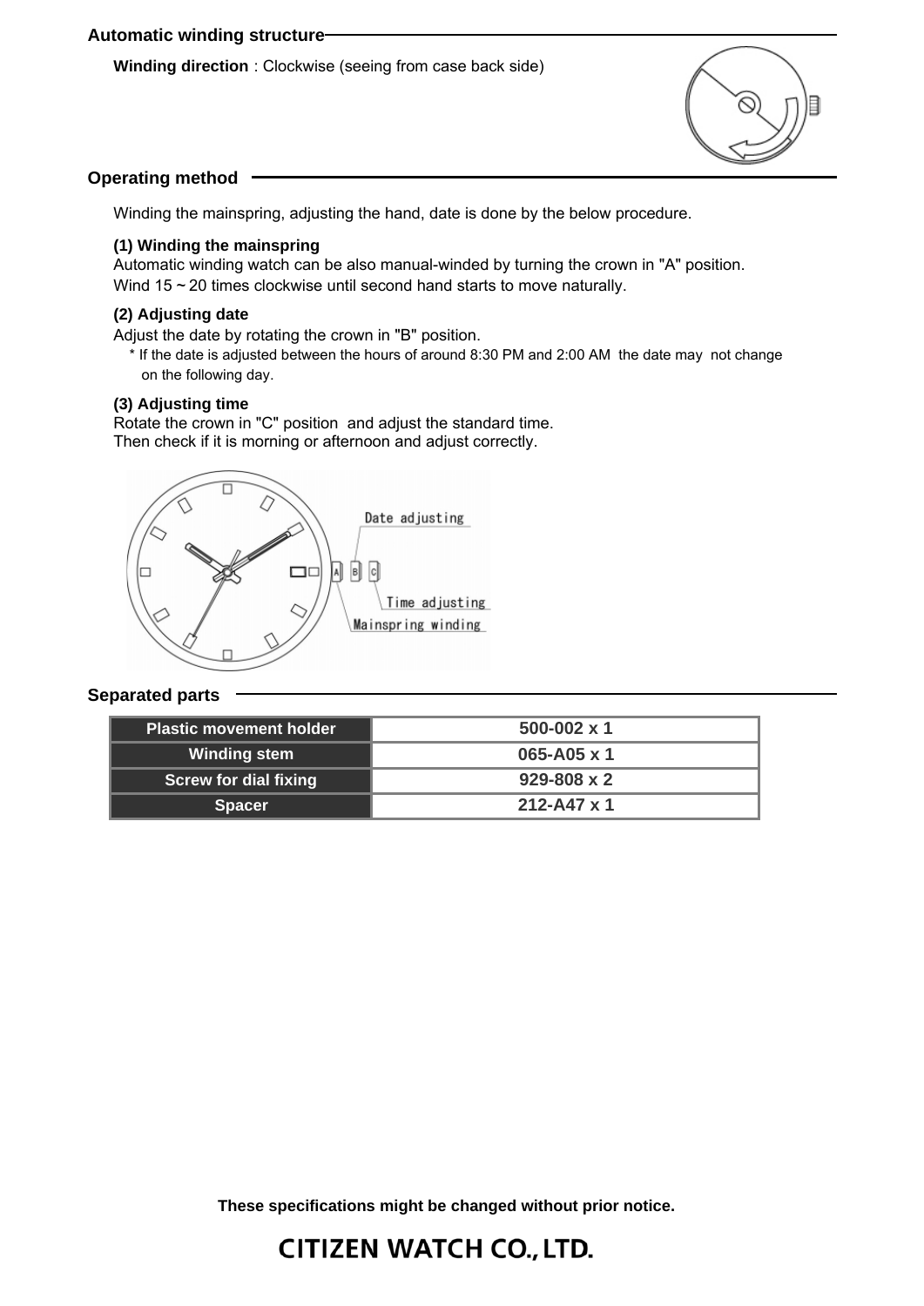## Automatic winding structure

**Winding direction** : Clockwise (seeing from case back side)

## Operating method

Winding the mainspring, adjusting the hand, date is done by the below procedure.

**(1) Winding the mainspring**
Automatic winding watch can be also manual-winded by turning the crown in "A" position.
Wind 15 ~ 20 times clockwise until second hand starts to move naturally.

**(2) Adjusting date**
Adjust the date by rotating the crown in "B" position.
* If the date is adjusted between the hours of around 8:30 PM and 2:00 AM the date may not change on the following day.

**(3) Adjusting time**
Rotate the crown in "C" position and adjust the standard time.
Then check if it is morning or afternoon and adjust correctly.

Date adjusting
A B C
Time adjusting
Mainspring winding

## Separated parts

| | |
|---|---|
| **Plastic movement holder** | **500-002 x 1** |
| **Winding stem** | **065-A05 x 1** |
| **Screw for dial fixing** | **929-808 x 2** |
| **Spacer** | **212-A47 x 1** |

**These specifications might be changed without prior notice.**

**CITIZEN WATCH CO., LTD.**